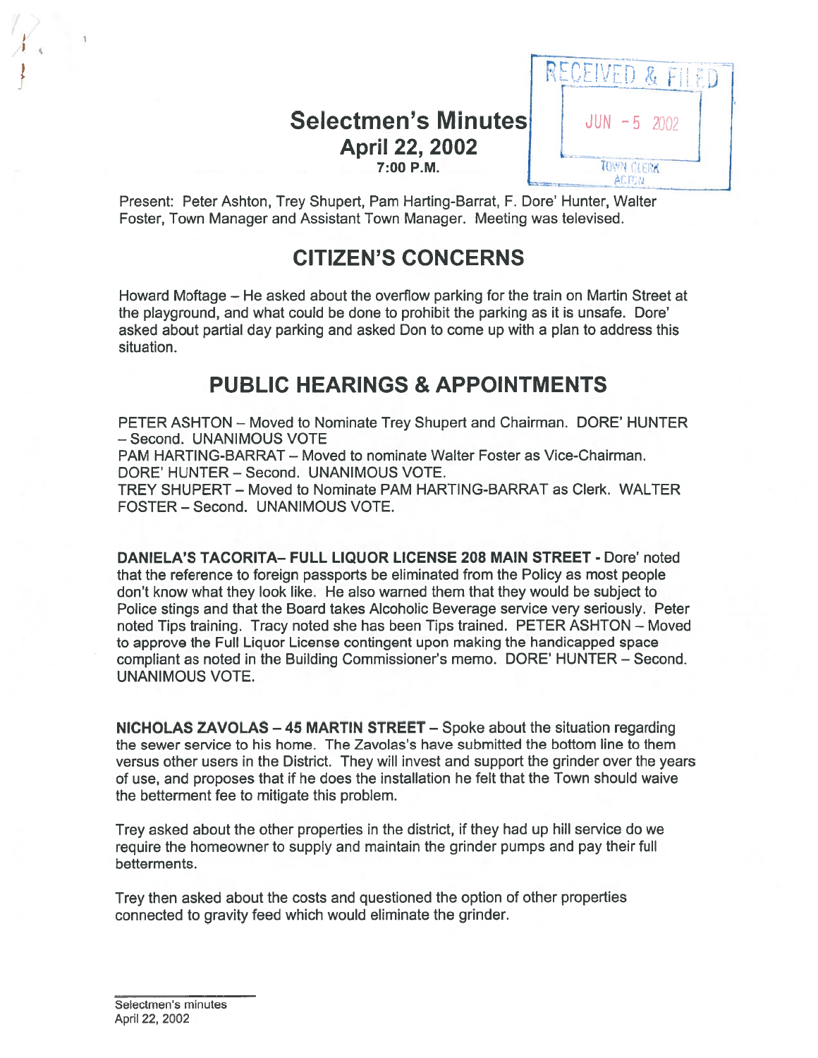# Selectmen's Minutes
## April 22, 2002
### 7:00 P.M.

RECEIVED & FILED
JUN - 5 2002
TOWN CLERK
ACTON

Present: Peter Ashton, Trey Shupert, Pam Harting-Barrat, F. Dore' Hunter, Walter Foster, Town Manager and Assistant Town Manager. Meeting was televised.

# CITIZEN'S CONCERNS

Howard Moftage – He asked about the overflow parking for the train on Martin Street at the playground, and what could be done to prohibit the parking as it is unsafe. Dore' asked about partial day parking and asked Don to come up with a plan to address this situation.

# PUBLIC HEARINGS & APPOINTMENTS

PETER ASHTON – Moved to Nominate Trey Shupert and Chairman. DORE' HUNTER – Second. UNANIMOUS VOTE
PAM HARTING-BARRAT – Moved to nominate Walter Foster as Vice-Chairman. DORE' HUNTER – Second. UNANIMOUS VOTE.
TREY SHUPERT – Moved to Nominate PAM HARTING-BARRAT as Clerk. WALTER FOSTER – Second. UNANIMOUS VOTE.

**DANIELA'S TACORITA– FULL LIQUOR LICENSE 208 MAIN STREET** - Dore' noted that the reference to foreign passports be eliminated from the Policy as most people don't know what they look like. He also warned them that they would be subject to Police stings and that the Board takes Alcoholic Beverage service very seriously. Peter noted Tips training. Tracy noted she has been Tips trained. PETER ASHTON – Moved to approve the Full Liquor License contingent upon making the handicapped space compliant as noted in the Building Commissioner's memo. DORE' HUNTER – Second. UNANIMOUS VOTE.

**NICHOLAS ZAVOLAS – 45 MARTIN STREET** – Spoke about the situation regarding the sewer service to his home. The Zavolas's have submitted the bottom line to them versus other users in the District. They will invest and support the grinder over the years of use, and proposes that if he does the installation he felt that the Town should waive the betterment fee to mitigate this problem.

Trey asked about the other properties in the district, if they had up hill service do we require the homeowner to supply and maintain the grinder pumps and pay their full betterments.

Trey then asked about the costs and questioned the option of other properties connected to gravity feed which would eliminate the grinder.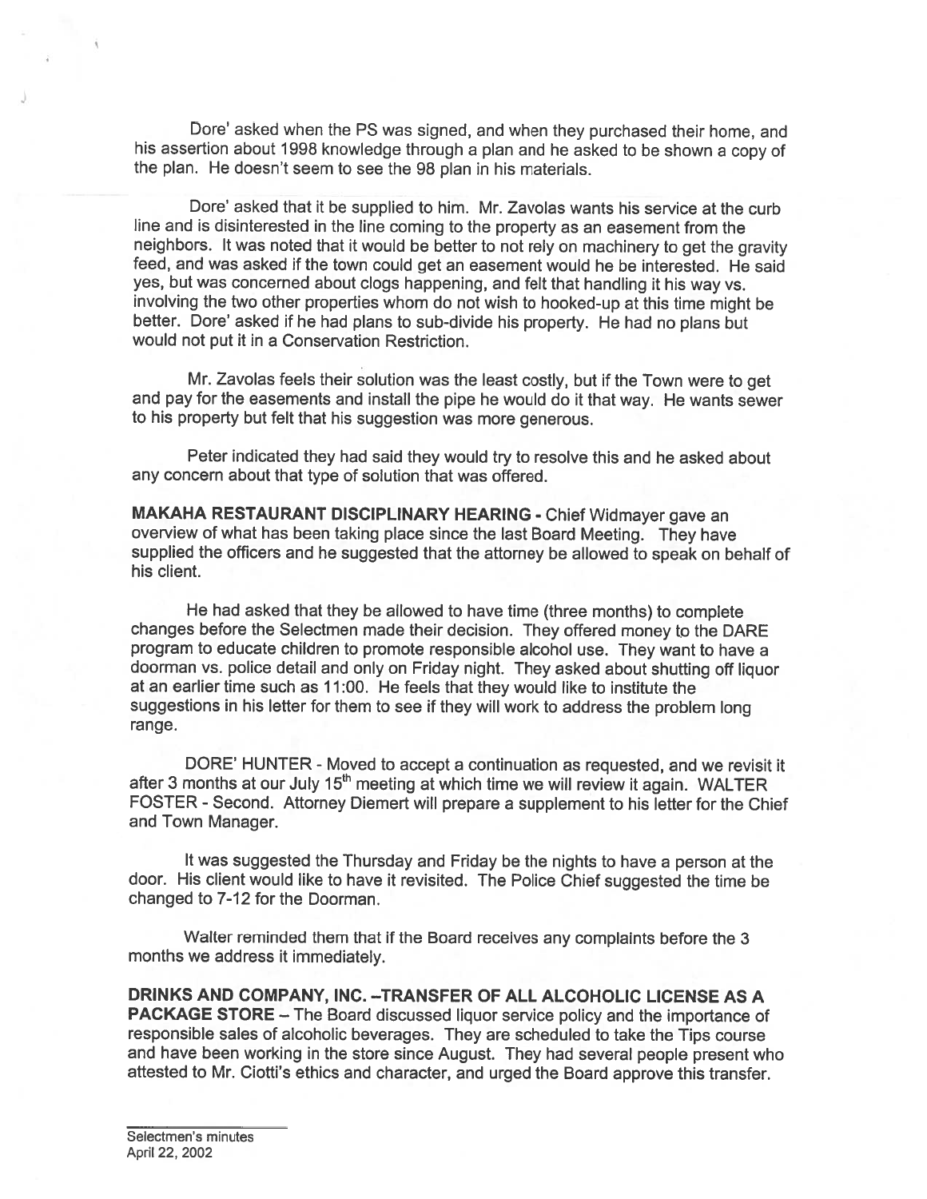Dore' asked when the PS was signed, and when they purchased their home, and his assertion about 1998 knowledge through a plan and he asked to be shown a copy of the plan. He doesn't seem to see the 98 plan in his materials.

Dore' asked that it be supplied to him. Mr. Zavolas wants his service at the curb line and is disinterested in the line coming to the property as an easement from the neighbors. It was noted that it would be better to not rely on machinery to get the gravity feed, and was asked if the town could get an easement would he be interested. He said yes, but was concerned about clogs happening, and felt that handling it his way vs. involving the two other properties whom do not wish to hooked-up at this time might be better. Dore' asked if he had plans to sub-divide his property. He had no plans but would not put it in a Conservation Restriction.

Mr. Zavolas feels their solution was the least costly, but if the Town were to get and pay for the easements and install the pipe he would do it that way. He wants sewer to his property but felt that his suggestion was more generous.

Peter indicated they had said they would try to resolve this and he asked about any concern about that type of solution that was offered.

**MAKAHA RESTAURANT DISCIPLINARY HEARING** - Chief Widmayer gave an overview of what has been taking place since the last Board Meeting. They have supplied the officers and he suggested that the attorney be allowed to speak on behalf of his client.

He had asked that they be allowed to have time (three months) to complete changes before the Selectmen made their decision. They offered money to the DARE program to educate children to promote responsible alcohol use. They want to have a doorman vs. police detail and only on Friday night. They asked about shutting off liquor at an earlier time such as 11:00. He feels that they would like to institute the suggestions in his letter for them to see if they will work to address the problem long range.

DORE' HUNTER - Moved to accept a continuation as requested, and we revisit it after 3 months at our July 15th meeting at which time we will review it again. WALTER FOSTER - Second. Attorney Diemert will prepare a supplement to his letter for the Chief and Town Manager.

It was suggested the Thursday and Friday be the nights to have a person at the door. His client would like to have it revisited. The Police Chief suggested the time be changed to 7-12 for the Doorman.

Walter reminded them that if the Board receives any complaints before the 3 months we address it immediately.

**DRINKS AND COMPANY, INC. –TRANSFER OF ALL ALCOHOLIC LICENSE AS A PACKAGE STORE** – The Board discussed liquor service policy and the importance of responsible sales of alcoholic beverages. They are scheduled to take the Tips course and have been working in the store since August. They had several people present who attested to Mr. Ciotti's ethics and character, and urged the Board approve this transfer.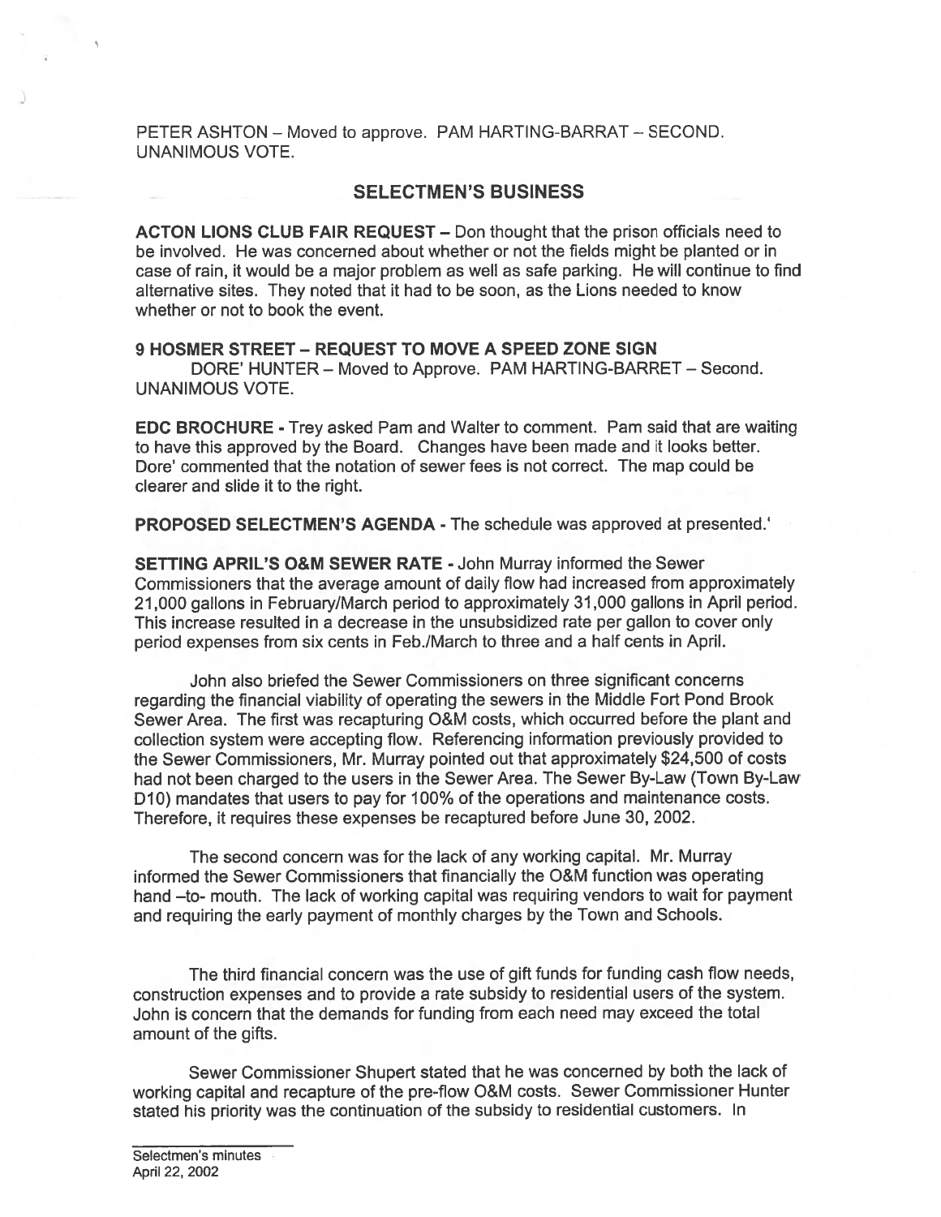PETER ASHTON – Moved to approve. PAM HARTING-BARRAT – SECOND. UNANIMOUS VOTE.

## SELECTMEN'S BUSINESS

**ACTON LIONS CLUB FAIR REQUEST** – Don thought that the prison officials need to be involved. He was concerned about whether or not the fields might be planted or in case of rain, it would be a major problem as well as safe parking. He will continue to find alternative sites. They noted that it had to be soon, as the Lions needed to know whether or not to book the event.

**9 HOSMER STREET – REQUEST TO MOVE A SPEED ZONE SIGN**

DORE' HUNTER – Moved to Approve. PAM HARTING-BARRET – Second. UNANIMOUS VOTE.

**EDC BROCHURE** - Trey asked Pam and Walter to comment. Pam said that are waiting to have this approved by the Board. Changes have been made and it looks better. Dore' commented that the notation of sewer fees is not correct. The map could be clearer and slide it to the right.

**PROPOSED SELECTMEN'S AGENDA** - The schedule was approved at presented.'

**SETTING APRIL'S O&M SEWER RATE** - John Murray informed the Sewer Commissioners that the average amount of daily flow had increased from approximately 21,000 gallons in February/March period to approximately 31,000 gallons in April period. This increase resulted in a decrease in the unsubsidized rate per gallon to cover only period expenses from six cents in Feb./March to three and a half cents in April.

John also briefed the Sewer Commissioners on three significant concerns regarding the financial viability of operating the sewers in the Middle Fort Pond Brook Sewer Area. The first was recapturing O&M costs, which occurred before the plant and collection system were accepting flow. Referencing information previously provided to the Sewer Commissioners, Mr. Murray pointed out that approximately $24,500 of costs had not been charged to the users in the Sewer Area. The Sewer By-Law (Town By-Law D10) mandates that users to pay for 100% of the operations and maintenance costs. Therefore, it requires these expenses be recaptured before June 30, 2002.

The second concern was for the lack of any working capital. Mr. Murray informed the Sewer Commissioners that financially the O&M function was operating hand –to- mouth. The lack of working capital was requiring vendors to wait for payment and requiring the early payment of monthly charges by the Town and Schools.

The third financial concern was the use of gift funds for funding cash flow needs, construction expenses and to provide a rate subsidy to residential users of the system. John is concern that the demands for funding from each need may exceed the total amount of the gifts.

Sewer Commissioner Shupert stated that he was concerned by both the lack of working capital and recapture of the pre-flow O&M costs. Sewer Commissioner Hunter stated his priority was the continuation of the subsidy to residential customers. In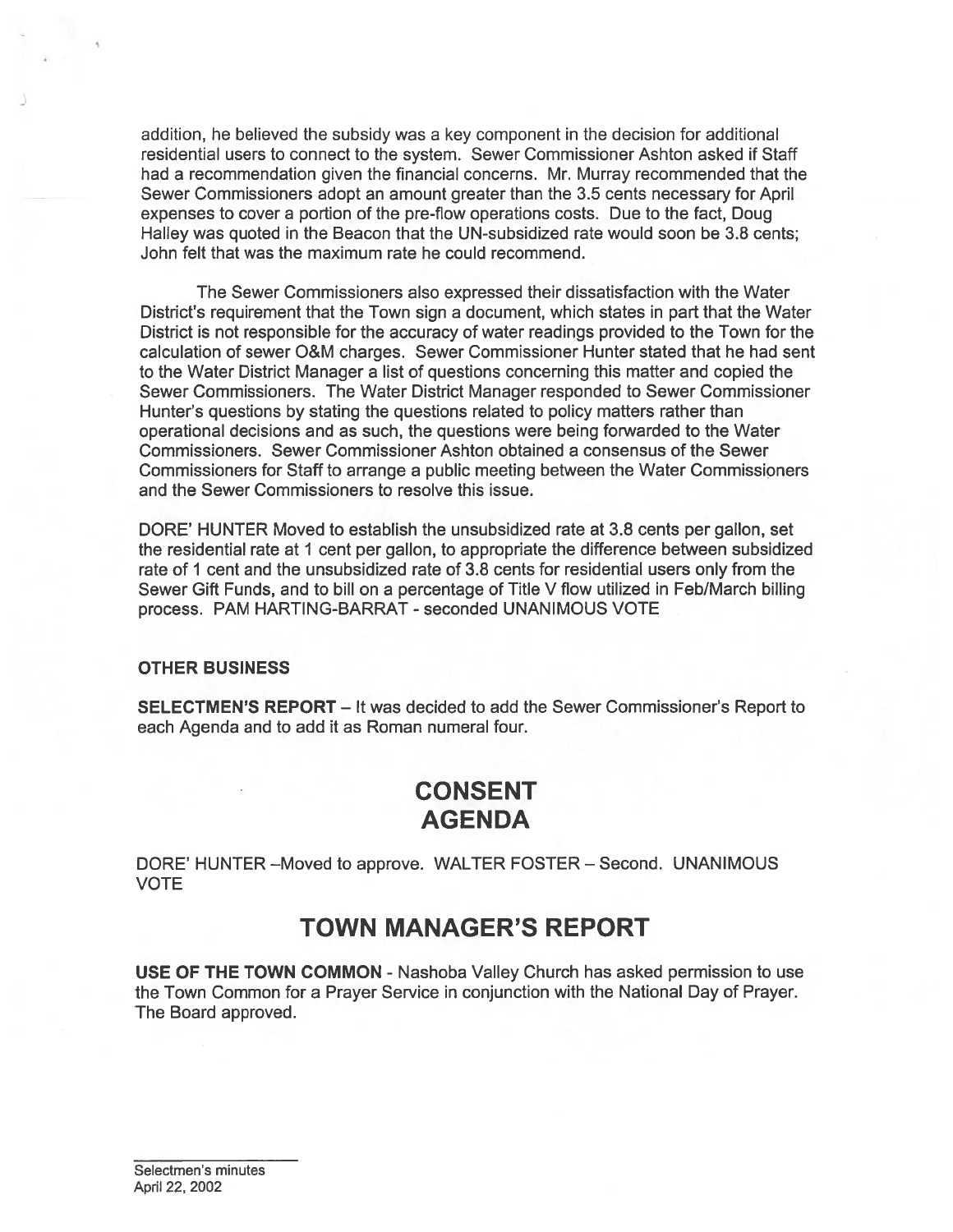addition, he believed the subsidy was a key component in the decision for additional residential users to connect to the system. Sewer Commissioner Ashton asked if Staff had a recommendation given the financial concerns. Mr. Murray recommended that the Sewer Commissioners adopt an amount greater than the 3.5 cents necessary for April expenses to cover a portion of the pre-flow operations costs. Due to the fact, Doug Halley was quoted in the Beacon that the UN-subsidized rate would soon be 3.8 cents; John felt that was the maximum rate he could recommend.

The Sewer Commissioners also expressed their dissatisfaction with the Water District's requirement that the Town sign a document, which states in part that the Water District is not responsible for the accuracy of water readings provided to the Town for the calculation of sewer O&M charges. Sewer Commissioner Hunter stated that he had sent to the Water District Manager a list of questions concerning this matter and copied the Sewer Commissioners. The Water District Manager responded to Sewer Commissioner Hunter's questions by stating the questions related to policy matters rather than operational decisions and as such, the questions were being forwarded to the Water Commissioners. Sewer Commissioner Ashton obtained a consensus of the Sewer Commissioners for Staff to arrange a public meeting between the Water Commissioners and the Sewer Commissioners to resolve this issue.

DORE' HUNTER Moved to establish the unsubsidized rate at 3.8 cents per gallon, set the residential rate at 1 cent per gallon, to appropriate the difference between subsidized rate of 1 cent and the unsubsidized rate of 3.8 cents for residential users only from the Sewer Gift Funds, and to bill on a percentage of Title V flow utilized in Feb/March billing process. PAM HARTING-BARRAT - seconded UNANIMOUS VOTE

**OTHER BUSINESS**

**SELECTMEN'S REPORT** – It was decided to add the Sewer Commissioner's Report to each Agenda and to add it as Roman numeral four.

# CONSENT AGENDA

DORE' HUNTER –Moved to approve. WALTER FOSTER – Second. UNANIMOUS VOTE

# TOWN MANAGER'S REPORT

**USE OF THE TOWN COMMON** - Nashoba Valley Church has asked permission to use the Town Common for a Prayer Service in conjunction with the National Day of Prayer. The Board approved.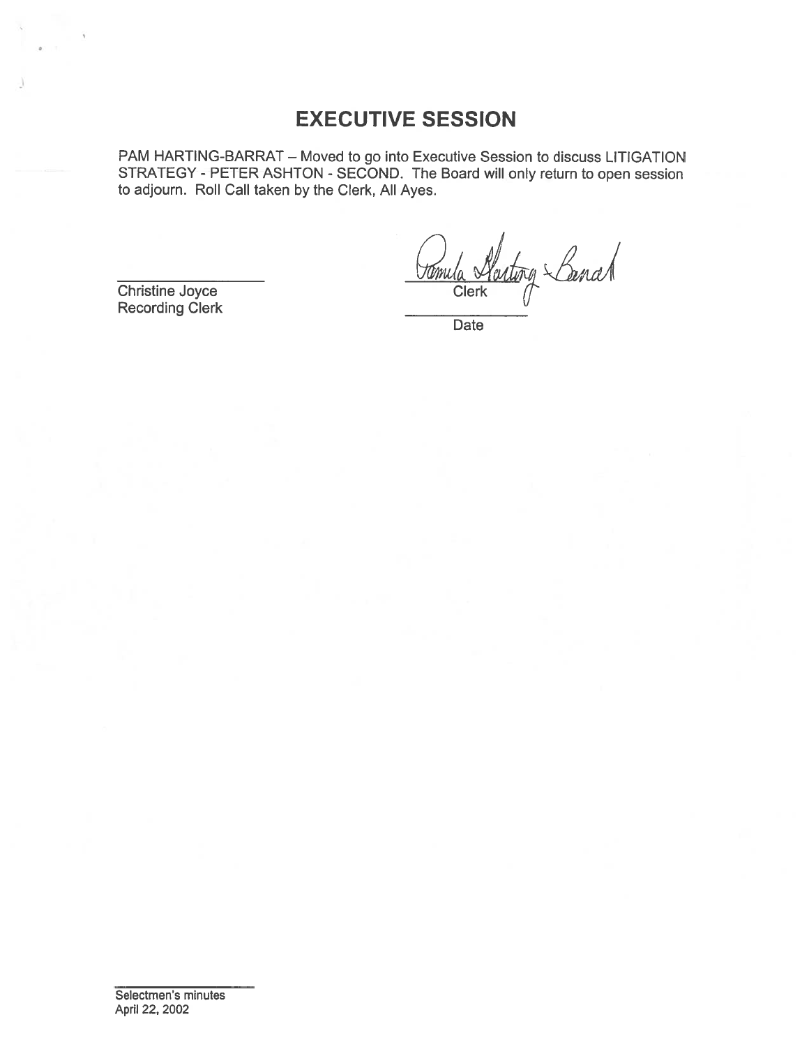# EXECUTIVE SESSION

PAM HARTING-BARRAT – Moved to go into Executive Session to discuss LITIGATION STRATEGY - PETER ASHTON - SECOND. The Board will only return to open session to adjourn. Roll Call taken by the Clerk, All Ayes.

Christine Joyce
Recording Clerk

Pamela Harting-Barrat
Clerk

Date

Selectmen's minutes
April 22, 2002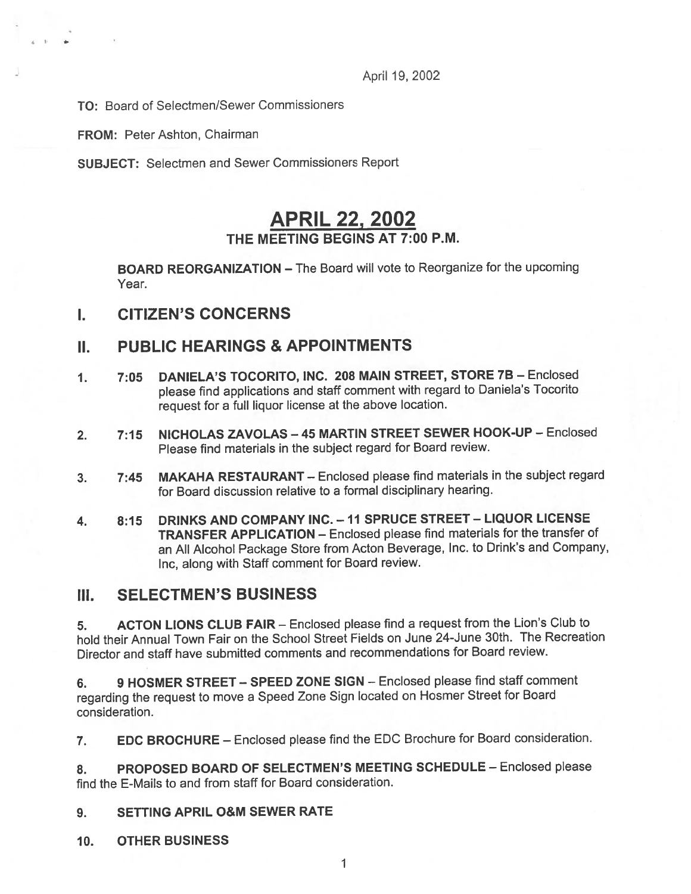April 19, 2002

**TO:** Board of Selectmen/Sewer Commissioners

**FROM:** Peter Ashton, Chairman

**SUBJECT:** Selectmen and Sewer Commissioners Report

# APRIL 22, 2002

## THE MEETING BEGINS AT 7:00 P.M.

**BOARD REORGANIZATION** – The Board will vote to Reorganize for the upcoming Year.

## I. CITIZEN'S CONCERNS

## II. PUBLIC HEARINGS & APPOINTMENTS

1. **7:05 DANIELA'S TOCORITO, INC. 208 MAIN STREET, STORE 7B** – Enclosed please find applications and staff comment with regard to Daniela's Tocorito request for a full liquor license at the above location.

2. **7:15 NICHOLAS ZAVOLAS – 45 MARTIN STREET SEWER HOOK-UP** – Enclosed Please find materials in the subject regard for Board review.

3. **7:45 MAKAHA RESTAURANT** – Enclosed please find materials in the subject regard for Board discussion relative to a formal disciplinary hearing.

4. **8:15 DRINKS AND COMPANY INC. – 11 SPRUCE STREET – LIQUOR LICENSE TRANSFER APPLICATION** – Enclosed please find materials for the transfer of an All Alcohol Package Store from Acton Beverage, Inc. to Drink's and Company, Inc, along with Staff comment for Board review.

## III. SELECTMEN'S BUSINESS

5. **ACTON LIONS CLUB FAIR** – Enclosed please find a request from the Lion's Club to hold their Annual Town Fair on the School Street Fields on June 24-June 30th. The Recreation Director and staff have submitted comments and recommendations for Board review.

6. **9 HOSMER STREET – SPEED ZONE SIGN** – Enclosed please find staff comment regarding the request to move a Speed Zone Sign located on Hosmer Street for Board consideration.

7. **EDC BROCHURE** – Enclosed please find the EDC Brochure for Board consideration.

8. **PROPOSED BOARD OF SELECTMEN'S MEETING SCHEDULE** – Enclosed please find the E-Mails to and from staff for Board consideration.

9. **SETTING APRIL O&M SEWER RATE**

10. **OTHER BUSINESS**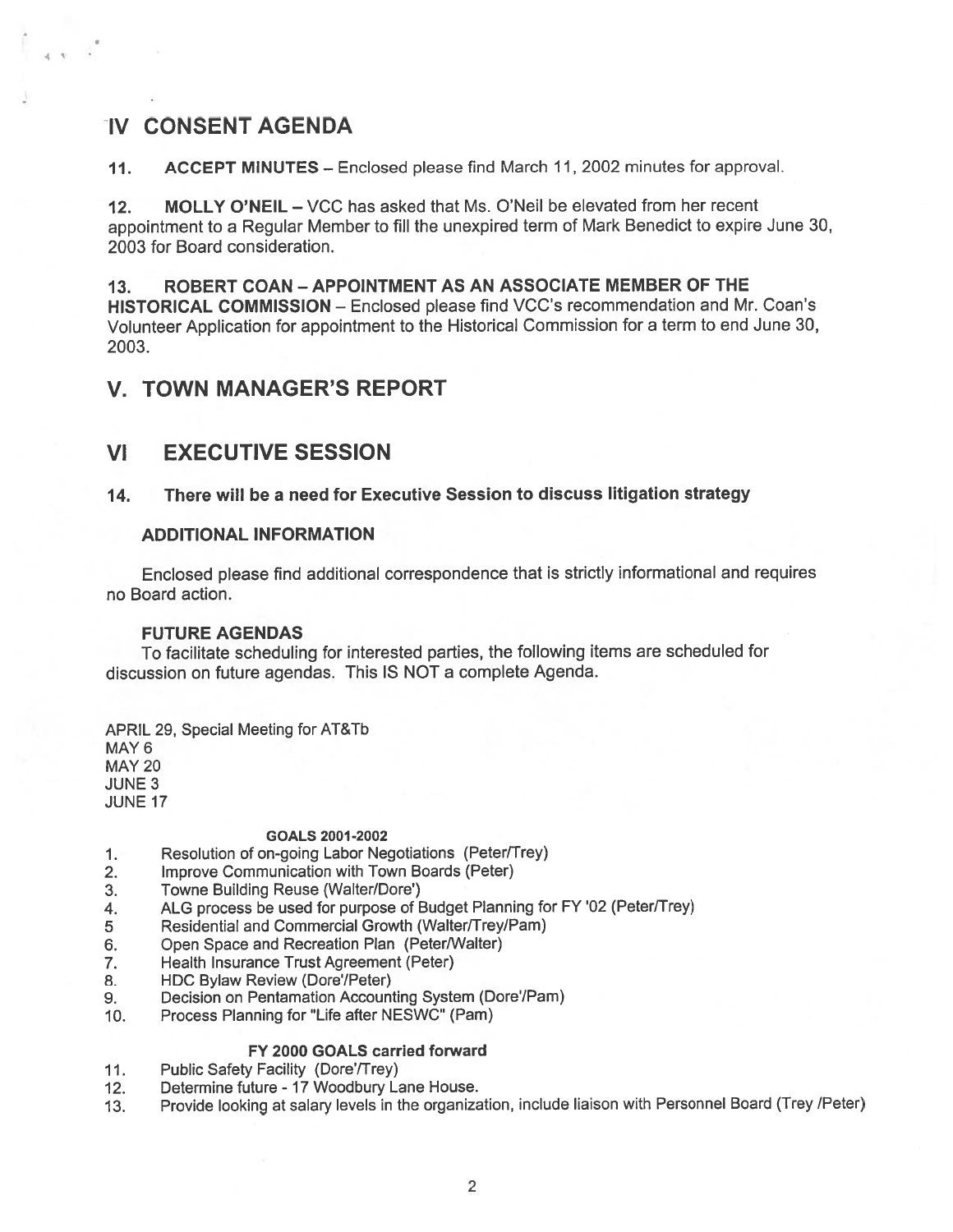# IV CONSENT AGENDA

**11. ACCEPT MINUTES** – Enclosed please find March 11, 2002 minutes for approval.

**12. MOLLY O'NEIL** – VCC has asked that Ms. O'Neil be elevated from her recent appointment to a Regular Member to fill the unexpired term of Mark Benedict to expire June 30, 2003 for Board consideration.

**13. ROBERT COAN – APPOINTMENT AS AN ASSOCIATE MEMBER OF THE HISTORICAL COMMISSION** – Enclosed please find VCC's recommendation and Mr. Coan's Volunteer Application for appointment to the Historical Commission for a term to end June 30, 2003.

# V. TOWN MANAGER'S REPORT

# VI EXECUTIVE SESSION

**14. There will be a need for Executive Session to discuss litigation strategy**

**ADDITIONAL INFORMATION**

Enclosed please find additional correspondence that is strictly informational and requires no Board action.

**FUTURE AGENDAS**

To facilitate scheduling for interested parties, the following items are scheduled for discussion on future agendas. This IS NOT a complete Agenda.

APRIL 29, Special Meeting for AT&Tb
MAY 6
MAY 20
JUNE 3
JUNE 17

**GOALS 2001-2002**

1. Resolution of on-going Labor Negotiations (Peter/Trey)
2. Improve Communication with Town Boards (Peter)
3. Towne Building Reuse (Walter/Dore')
4. ALG process be used for purpose of Budget Planning for FY '02 (Peter/Trey)
5. Residential and Commercial Growth (Walter/Trey/Pam)
6. Open Space and Recreation Plan (Peter/Walter)
7. Health Insurance Trust Agreement (Peter)
8. HDC Bylaw Review (Dore'/Peter)
9. Decision on Pentamation Accounting System (Dore'/Pam)
10. Process Planning for "Life after NESWC" (Pam)

**FY 2000 GOALS carried forward**

11. Public Safety Facility (Dore'/Trey)
12. Determine future - 17 Woodbury Lane House.
13. Provide looking at salary levels in the organization, include liaison with Personnel Board (Trey /Peter)